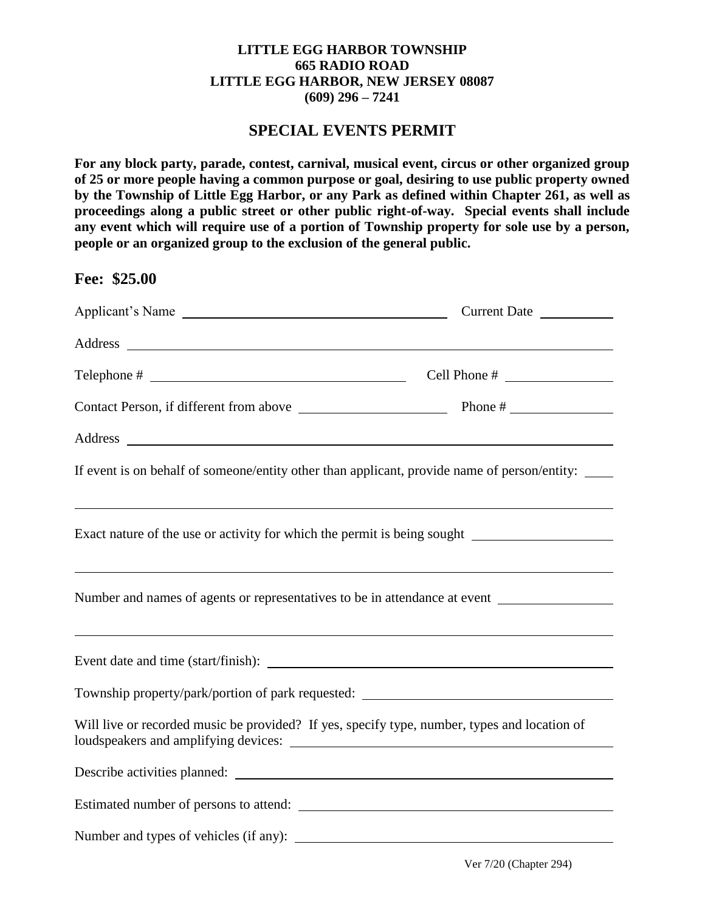**LITTLE EGG HARBOR TOWNSHIP**
**665 RADIO ROAD**
**LITTLE EGG HARBOR, NEW JERSEY 08087**
**(609) 296 – 7241**

# SPECIAL EVENTS PERMIT

**For any block party, parade, contest, carnival, musical event, circus or other organized group of 25 or more people having a common purpose or goal, desiring to use public property owned by the Township of Little Egg Harbor, or any Park as defined within Chapter 261, as well as proceedings along a public street or other public right-of-way. Special events shall include any event which will require use of a portion of Township property for sole use by a person, people or an organized group to the exclusion of the general public.**

## Fee: $25.00

Applicant's Name ______________________________ Current Date __________

Address ______________________________________________________________

Telephone # ____________________________ Cell Phone # _______________

Contact Person, if different from above ____________________ Phone # _______________

Address ______________________________________________________________

If event is on behalf of someone/entity other than applicant, provide name of person/entity: ____

______________________________________________________________________

Exact nature of the use or activity for which the permit is being sought ____________________

______________________________________________________________________

Number and names of agents or representatives to be in attendance at event ________________

______________________________________________________________________

Event date and time (start/finish): ______________________________________________

Township property/park/portion of park requested: ______________________________

Will live or recorded music be provided? If yes, specify type, number, types and location of loudspeakers and amplifying devices: ______________________________________

Describe activities planned: ____________________________________________________

Estimated number of persons to attend: ___________________________________________

Number and types of vehicles (if any): ____________________________________________

Ver 7/20 (Chapter 294)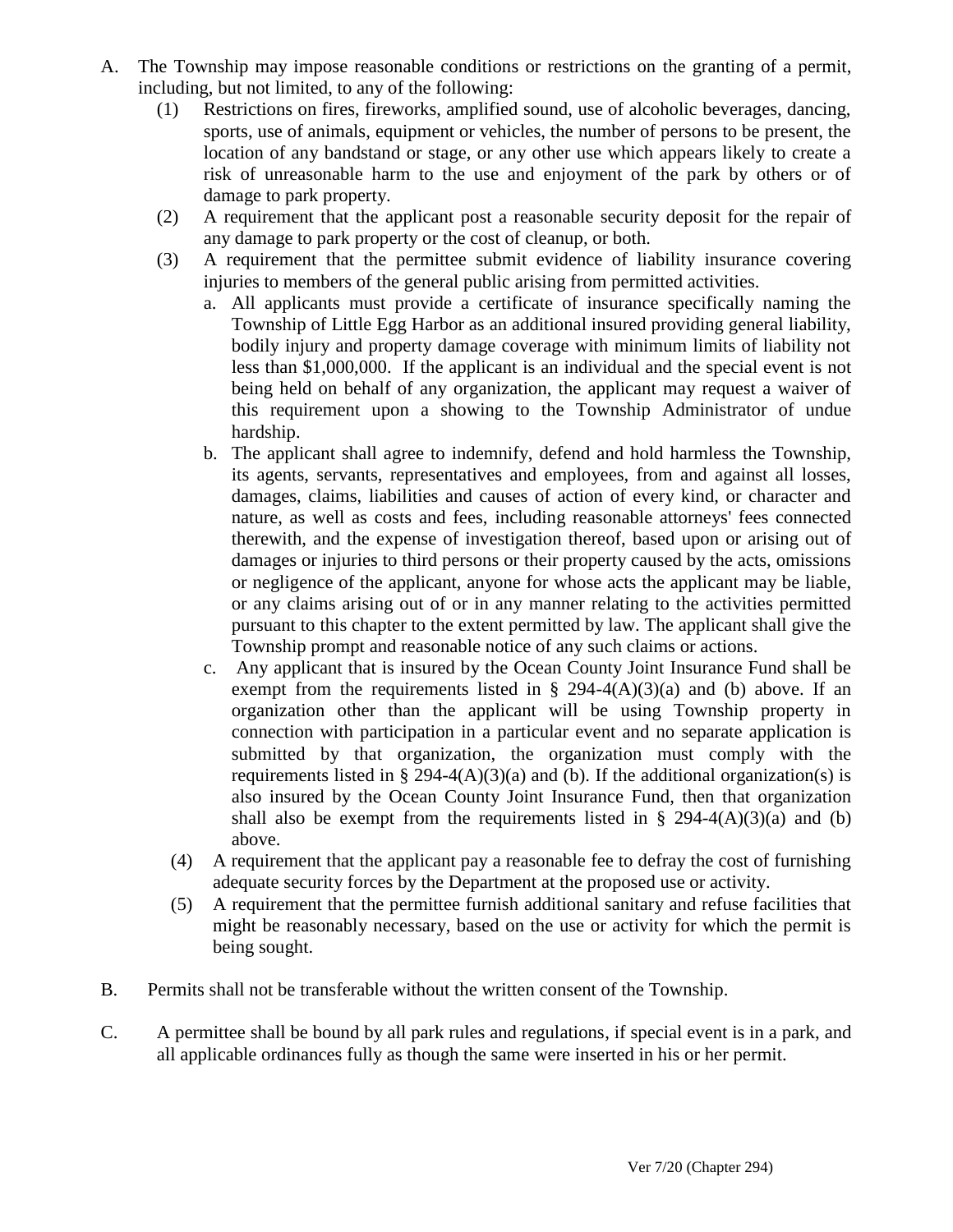A. The Township may impose reasonable conditions or restrictions on the granting of a permit, including, but not limited, to any of the following:
   (1) Restrictions on fires, fireworks, amplified sound, use of alcoholic beverages, dancing, sports, use of animals, equipment or vehicles, the number of persons to be present, the location of any bandstand or stage, or any other use which appears likely to create a risk of unreasonable harm to the use and enjoyment of the park by others or of damage to park property.
   (2) A requirement that the applicant post a reasonable security deposit for the repair of any damage to park property or the cost of cleanup, or both.
   (3) A requirement that the permittee submit evidence of liability insurance covering injuries to members of the general public arising from permitted activities.
      a. All applicants must provide a certificate of insurance specifically naming the Township of Little Egg Harbor as an additional insured providing general liability, bodily injury and property damage coverage with minimum limits of liability not less than $1,000,000. If the applicant is an individual and the special event is not being held on behalf of any organization, the applicant may request a waiver of this requirement upon a showing to the Township Administrator of undue hardship.
      b. The applicant shall agree to indemnify, defend and hold harmless the Township, its agents, servants, representatives and employees, from and against all losses, damages, claims, liabilities and causes of action of every kind, or character and nature, as well as costs and fees, including reasonable attorneys' fees connected therewith, and the expense of investigation thereof, based upon or arising out of damages or injuries to third persons or their property caused by the acts, omissions or negligence of the applicant, anyone for whose acts the applicant may be liable, or any claims arising out of or in any manner relating to the activities permitted pursuant to this chapter to the extent permitted by law. The applicant shall give the Township prompt and reasonable notice of any such claims or actions.
      c. Any applicant that is insured by the Ocean County Joint Insurance Fund shall be exempt from the requirements listed in § 294-4(A)(3)(a) and (b) above. If an organization other than the applicant will be using Township property in connection with participation in a particular event and no separate application is submitted by that organization, the organization must comply with the requirements listed in § 294-4(A)(3)(a) and (b). If the additional organization(s) is also insured by the Ocean County Joint Insurance Fund, then that organization shall also be exempt from the requirements listed in § 294-4(A)(3)(a) and (b) above.
   (4) A requirement that the applicant pay a reasonable fee to defray the cost of furnishing adequate security forces by the Department at the proposed use or activity.
   (5) A requirement that the permittee furnish additional sanitary and refuse facilities that might be reasonably necessary, based on the use or activity for which the permit is being sought.

B. Permits shall not be transferable without the written consent of the Township.

C. A permittee shall be bound by all park rules and regulations, if special event is in a park, and all applicable ordinances fully as though the same were inserted in his or her permit.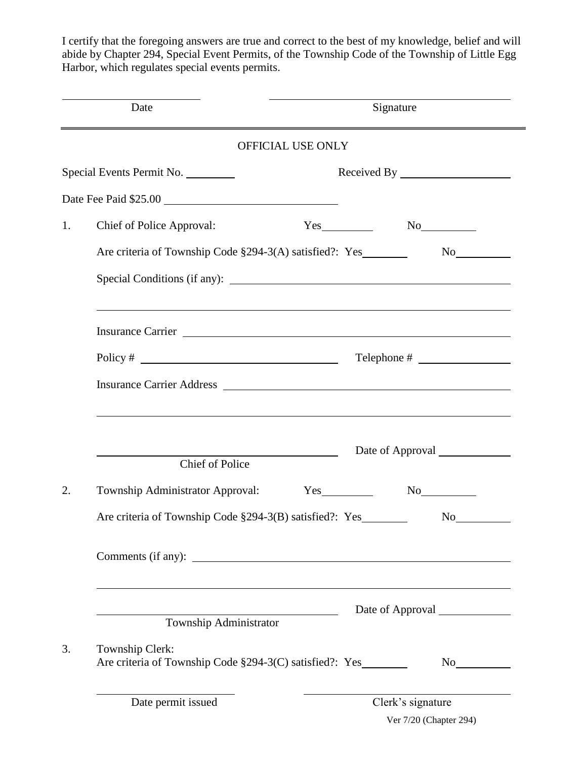I certify that the foregoing answers are true and correct to the best of my knowledge, belief and will abide by Chapter 294, Special Event Permits, of the Township Code of the Township of Little Egg Harbor, which regulates special events permits.

\_\_\_\_\_\_\_\_\_\_\_\_\_\_\_\_\_\_\_\_ \_\_\_\_\_\_\_\_\_\_\_\_\_\_\_\_\_\_\_\_\_\_\_\_\_\_\_\_\_\_\_\_\_\_\_\_

Date Signature

---

OFFICIAL USE ONLY

Special Events Permit No. \_\_\_\_\_\_\_\_ Received By \_\_\_\_\_\_\_\_\_\_\_\_\_\_\_\_\_\_

Date Fee Paid $25.00 \_\_\_\_\_\_\_\_\_\_\_\_\_\_\_\_\_\_\_\_\_\_\_\_\_\_\_\_

1. Chief of Police Approval: Yes\_\_\_\_\_\_\_\_ No\_\_\_\_\_\_\_\_

   Are criteria of Township Code §294-3(A) satisfied?: Yes\_\_\_\_\_\_\_\_ No\_\_\_\_\_\_\_\_

   Special Conditions (if any): \_\_\_\_\_\_\_\_\_\_\_\_\_\_\_\_\_\_\_\_\_\_\_\_\_\_\_\_\_\_\_\_\_\_\_\_\_\_\_\_\_\_

   \_\_\_\_\_\_\_\_\_\_\_\_\_\_\_\_\_\_\_\_\_\_\_\_\_\_\_\_\_\_\_\_\_\_\_\_\_\_\_\_\_\_\_\_\_\_\_\_\_\_\_\_\_\_\_\_\_\_\_\_\_\_\_\_\_\_\_\_

   Insurance Carrier \_\_\_\_\_\_\_\_\_\_\_\_\_\_\_\_\_\_\_\_\_\_\_\_\_\_\_\_\_\_\_\_\_\_\_\_\_\_\_\_\_\_\_\_\_\_\_\_\_\_

   Policy # \_\_\_\_\_\_\_\_\_\_\_\_\_\_\_\_\_\_\_\_\_\_\_\_\_\_\_\_\_\_ Telephone # \_\_\_\_\_\_\_\_\_\_\_\_\_\_\_

   Insurance Carrier Address \_\_\_\_\_\_\_\_\_\_\_\_\_\_\_\_\_\_\_\_\_\_\_\_\_\_\_\_\_\_\_\_\_\_\_\_\_\_\_\_\_\_\_\_

   \_\_\_\_\_\_\_\_\_\_\_\_\_\_\_\_\_\_\_\_\_\_\_\_\_\_\_\_\_\_\_\_\_\_\_\_\_\_\_\_\_\_\_\_\_\_\_\_\_\_\_\_\_\_\_\_\_\_\_\_\_\_\_\_\_\_\_\_

   \_\_\_\_\_\_\_\_\_\_\_\_\_\_\_\_\_\_\_\_\_\_\_\_\_\_\_\_\_\_\_\_\_\_\_\_ Date of Approval \_\_\_\_\_\_\_\_\_\_\_\_

   Chief of Police

2. Township Administrator Approval: Yes\_\_\_\_\_\_\_\_ No\_\_\_\_\_\_\_\_

   Are criteria of Township Code §294-3(B) satisfied?: Yes\_\_\_\_\_\_\_\_ No\_\_\_\_\_\_\_\_

   Comments (if any): \_\_\_\_\_\_\_\_\_\_\_\_\_\_\_\_\_\_\_\_\_\_\_\_\_\_\_\_\_\_\_\_\_\_\_\_\_\_\_\_\_\_\_\_\_\_\_\_

   \_\_\_\_\_\_\_\_\_\_\_\_\_\_\_\_\_\_\_\_\_\_\_\_\_\_\_\_\_\_\_\_\_\_\_\_\_\_\_\_\_\_\_\_\_\_\_\_\_\_\_\_\_\_\_\_\_\_\_\_\_\_\_\_\_\_\_\_

   \_\_\_\_\_\_\_\_\_\_\_\_\_\_\_\_\_\_\_\_\_\_\_\_\_\_\_\_\_\_\_\_\_\_\_\_ Date of Approval \_\_\_\_\_\_\_\_\_\_\_\_

   Township Administrator

3. Township Clerk:
   Are criteria of Township Code §294-3(C) satisfied?: Yes\_\_\_\_\_\_\_\_ No\_\_\_\_\_\_\_\_

   \_\_\_\_\_\_\_\_\_\_\_\_\_\_\_\_\_\_\_\_ \_\_\_\_\_\_\_\_\_\_\_\_\_\_\_\_\_\_\_\_\_\_\_\_\_\_\_\_\_\_\_\_

   Date permit issued Clerk's signature

Ver 7/20 (Chapter 294)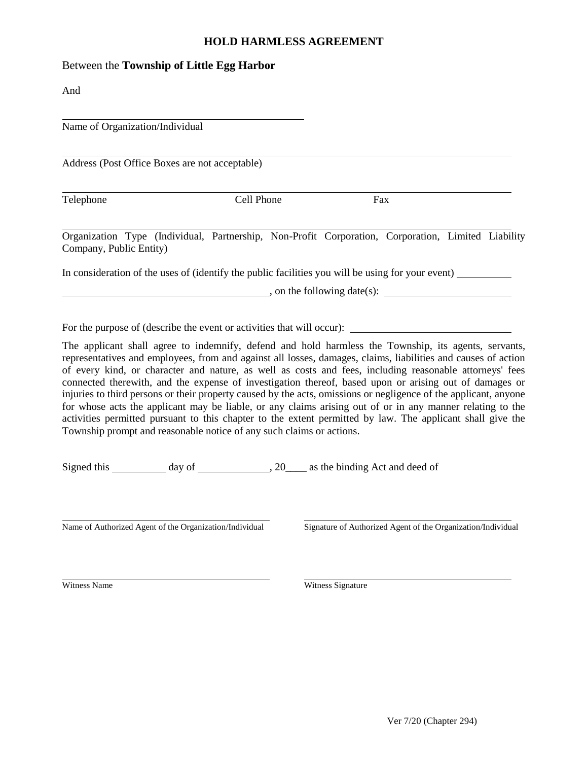# HOLD HARMLESS AGREEMENT

Between the **Township of Little Egg Harbor**

And

\_\_\_\_\_\_\_\_\_\_\_\_\_\_\_\_\_\_\_\_\_\_\_\_\_\_\_\_\_\_\_\_\_\_\_\_\_\_\_\_
Name of Organization/Individual

\_\_\_\_\_\_\_\_\_\_\_\_\_\_\_\_\_\_\_\_\_\_\_\_\_\_\_\_\_\_\_\_\_\_\_\_\_\_\_\_\_\_\_\_\_\_\_\_\_\_\_\_\_\_\_\_\_\_\_\_\_\_\_\_\_\_\_\_\_\_\_\_
Address (Post Office Boxes are not acceptable)

\_\_\_\_\_\_\_\_\_\_\_\_\_\_\_\_\_\_\_\_\_\_\_\_\_\_\_\_\_\_\_\_\_\_\_\_\_\_\_\_\_\_\_\_\_\_\_\_\_\_\_\_\_\_\_\_\_\_\_\_\_\_\_\_\_\_\_\_\_\_\_\_
Telephone Cell Phone Fax

\_\_\_\_\_\_\_\_\_\_\_\_\_\_\_\_\_\_\_\_\_\_\_\_\_\_\_\_\_\_\_\_\_\_\_\_\_\_\_\_\_\_\_\_\_\_\_\_\_\_\_\_\_\_\_\_\_\_\_\_\_\_\_\_\_\_\_\_\_\_\_\_
Organization Type (Individual, Partnership, Non-Profit Corporation, Corporation, Limited Liability Company, Public Entity)

In consideration of the uses of (identify the public facilities you will be using for your event) \_\_\_\_\_\_\_\_\_\_

\_\_\_\_\_\_\_\_\_\_\_\_\_\_\_\_\_\_\_\_\_\_\_\_\_\_\_\_\_\_\_\_\_\_\_\_\_\_, on the following date(s): \_\_\_\_\_\_\_\_\_\_\_\_\_\_\_\_\_\_\_\_\_\_\_\_

For the purpose of (describe the event or activities that will occur): \_\_\_\_\_\_\_\_\_\_\_\_\_\_\_\_\_\_\_\_\_\_\_\_\_\_\_\_\_\_

The applicant shall agree to indemnify, defend and hold harmless the Township, its agents, servants, representatives and employees, from and against all losses, damages, claims, liabilities and causes of action of every kind, or character and nature, as well as costs and fees, including reasonable attorneys' fees connected therewith, and the expense of investigation thereof, based upon or arising out of damages or injuries to third persons or their property caused by the acts, omissions or negligence of the applicant, anyone for whose acts the applicant may be liable, or any claims arising out of or in any manner relating to the activities permitted pursuant to this chapter to the extent permitted by law. The applicant shall give the Township prompt and reasonable notice of any such claims or actions.

Signed this \_\_\_\_\_\_\_\_\_\_ day of \_\_\_\_\_\_\_\_\_\_\_\_\_, 20\_\_\_\_ as the binding Act and deed of

\_\_\_\_\_\_\_\_\_\_\_\_\_\_\_\_\_\_\_\_\_\_\_\_\_\_\_\_\_\_\_\_\_\_\_\_\_\_\_\_ \_\_\_\_\_\_\_\_\_\_\_\_\_\_\_\_\_\_\_\_\_\_\_\_\_\_\_\_\_\_\_\_\_\_\_\_\_\_\_\_
Name of Authorized Agent of the Organization/Individual Signature of Authorized Agent of the Organization/Individual

\_\_\_\_\_\_\_\_\_\_\_\_\_\_\_\_\_\_\_\_\_\_\_\_\_\_\_\_\_\_\_\_\_\_\_\_\_\_\_\_ \_\_\_\_\_\_\_\_\_\_\_\_\_\_\_\_\_\_\_\_\_\_\_\_\_\_\_\_\_\_\_\_\_\_\_\_\_\_\_\_
Witness Name Witness Signature

Ver 7/20 (Chapter 294)